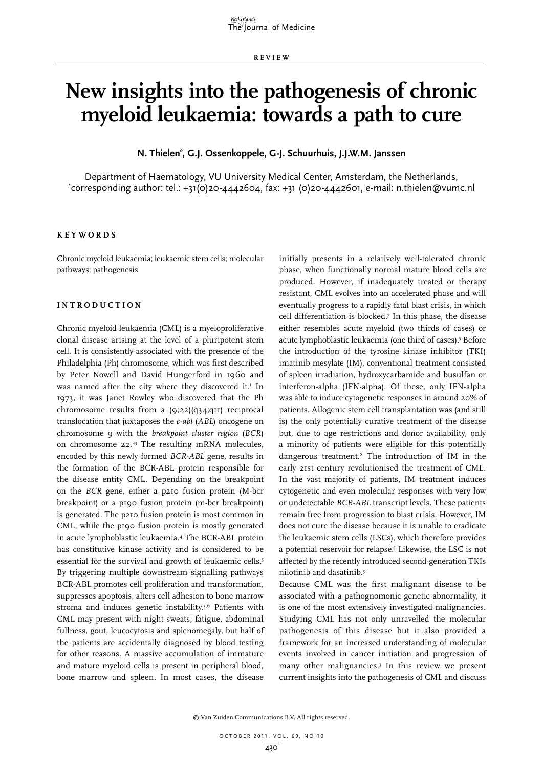REVIEW

# New insights into the pathogenesis of chronic myeloid leukaemia: towards a path to cure

**N. Thielen*, G.J. Ossenkoppele, G-J. Schuurhuis, J.J.W.M. Janssen**

Department of Haematology, VU University Medical Center, Amsterdam, the Netherlands, *corresponding author: tel.: +31(0)20-4442604, fax: +31 (0)20-4442601, e-mail: n.thielen@vumc.nl

## KEYWORDS

Chronic myeloid leukaemia; leukaemic stem cells; molecular pathways; pathogenesis

## INTRODUCTION

Chronic myeloid leukaemia (CML) is a myeloproliferative clonal disease arising at the level of a pluripotent stem cell. It is consistently associated with the presence of the Philadelphia (Ph) chromosome, which was first described by Peter Nowell and David Hungerford in 1960 and was named after the city where they discovered it.[1] In 1973, it was Janet Rowley who discovered that the Ph chromosome results from a (9;22)(q34;q11) reciprocal translocation that juxtaposes the *c-abl* (*ABL*) oncogene on chromosome 9 with the *breakpoint cluster region* (*BCR*) on chromosome 22.[2,3] The resulting mRNA molecules, encoded by this newly formed *BCR-ABL* gene, results in the formation of the BCR-ABL protein responsible for the disease entity CML. Depending on the breakpoint on the *BCR* gene, either a p210 fusion protein (M-bcr breakpoint) or a p190 fusion protein (m-bcr breakpoint) is generated. The p210 fusion protein is most common in CML, while the p190 fusion protein is mostly generated in acute lymphoblastic leukaemia.[4] The BCR-ABL protein has constitutive kinase activity and is considered to be essential for the survival and growth of leukaemic cells.[5] By triggering multiple downstream signalling pathways BCR-ABL promotes cell proliferation and transformation, suppresses apoptosis, alters cell adhesion to bone marrow stroma and induces genetic instability.[5,6] Patients with CML may present with night sweats, fatigue, abdominal fullness, gout, leucocytosis and splenomegaly, but half of the patients are accidentally diagnosed by blood testing for other reasons. A massive accumulation of immature and mature myeloid cells is present in peripheral blood, bone marrow and spleen. In most cases, the disease initially presents in a relatively well-tolerated chronic phase, when functionally normal mature blood cells are produced. However, if inadequately treated or therapy resistant, CML evolves into an accelerated phase and will eventually progress to a rapidly fatal blast crisis, in which cell differentiation is blocked.[7] In this phase, the disease either resembles acute myeloid (two thirds of cases) or acute lymphoblastic leukaemia (one third of cases).[5] Before the introduction of the tyrosine kinase inhibitor (TKI) imatinib mesylate (IM), conventional treatment consisted of spleen irradiation, hydroxycarbamide and busulfan or interferon-alpha (IFN-alpha). Of these, only IFN-alpha was able to induce cytogenetic responses in around 20% of patients. Allogenic stem cell transplantation was (and still is) the only potentially curative treatment of the disease but, due to age restrictions and donor availability, only a minority of patients were eligible for this potentially dangerous treatment.[8] The introduction of IM in the early 21st century revolutionised the treatment of CML. In the vast majority of patients, IM treatment induces cytogenetic and even molecular responses with very low or undetectable *BCR-ABL* transcript levels. These patients remain free from progression to blast crisis. However, IM does not cure the disease because it is unable to eradicate the leukaemic stem cells (LSCs), which therefore provides a potential reservoir for relapse.[5] Likewise, the LSC is not affected by the recently introduced second-generation TKIs nilotinib and dasatinib.[9]

Because CML was the first malignant disease to be associated with a pathognomonic genetic abnormality, it is one of the most extensively investigated malignancies. Studying CML has not only unravelled the molecular pathogenesis of this disease but it also provided a framework for an increased understanding of molecular events involved in cancer initiation and progression of many other malignancies.[3] In this review we present current insights into the pathogenesis of CML and discuss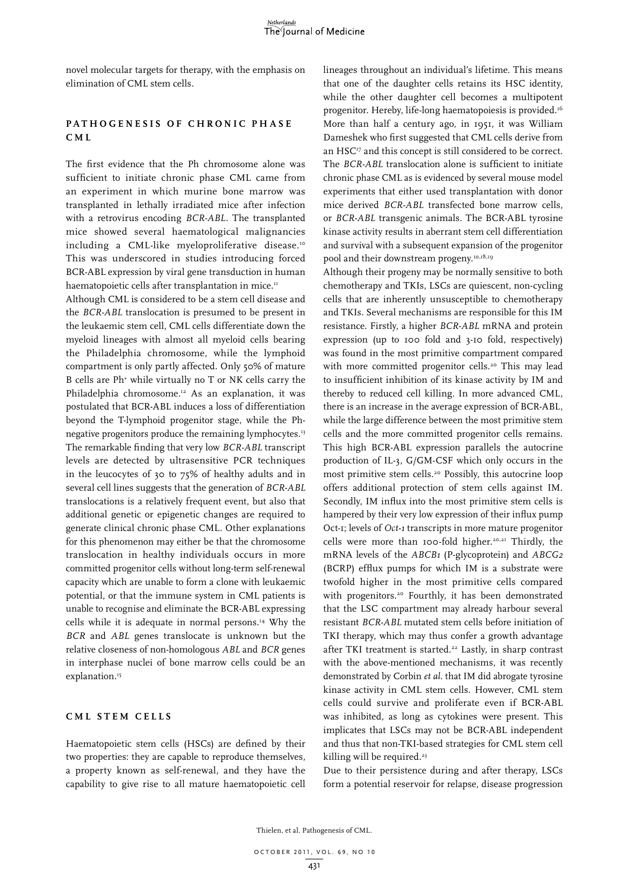novel molecular targets for therapy, with the emphasis on elimination of CML stem cells.

## Pathogenesis of chronic phase CML

The first evidence that the Ph chromosome alone was sufficient to initiate chronic phase CML came from an experiment in which murine bone marrow was transplanted in lethally irradiated mice after infection with a retrovirus encoding *BCR-ABL*. The transplanted mice showed several haematological malignancies including a CML-like myeloproliferative disease.[10] This was underscored in studies introducing forced BCR-ABL expression by viral gene transduction in human haematopoietic cells after transplantation in mice.[11]

Although CML is considered to be a stem cell disease and the *BCR-ABL* translocation is presumed to be present in the leukaemic stem cell, CML cells differentiate down the myeloid lineages with almost all myeloid cells bearing the Philadelphia chromosome, while the lymphoid compartment is only partly affected. Only 50% of mature B cells are Ph+ while virtually no T or NK cells carry the Philadelphia chromosome.[12] As an explanation, it was postulated that BCR-ABL induces a loss of differentiation beyond the T-lymphoid progenitor stage, while the Ph-negative progenitors produce the remaining lymphocytes.[13] The remarkable finding that very low *BCR-ABL* transcript levels are detected by ultrasensitive PCR techniques in the leucocytes of 30 to 75% of healthy adults and in several cell lines suggests that the generation of *BCR-ABL* translocations is a relatively frequent event, but also that additional genetic or epigenetic changes are required to generate clinical chronic phase CML. Other explanations for this phenomenon may either be that the chromosome translocation in healthy individuals occurs in more committed progenitor cells without long-term self-renewal capacity which are unable to form a clone with leukaemic potential, or that the immune system in CML patients is unable to recognise and eliminate the BCR-ABL expressing cells while it is adequate in normal persons.[14] Why the *BCR* and *ABL* genes translocate is unknown but the relative closeness of non-homologous *ABL* and *BCR* genes in interphase nuclei of bone marrow cells could be an explanation.[15]

## CML stem cells

Haematopoietic stem cells (HSCs) are defined by their two properties: they are capable to reproduce themselves, a property known as self-renewal, and they have the capability to give rise to all mature haematopoietic cell lineages throughout an individual's lifetime. This means that one of the daughter cells retains its HSC identity, while the other daughter cell becomes a multipotent progenitor. Hereby, life-long haematopoiesis is provided.[16] More than half a century ago, in 1951, it was William Dameshek who first suggested that CML cells derive from an HSC[17] and this concept is still considered to be correct. The *BCR-ABL* translocation alone is sufficient to initiate chronic phase CML as is evidenced by several mouse model experiments that either used transplantation with donor mice derived *BCR-ABL* transfected bone marrow cells, or *BCR-ABL* transgenic animals. The BCR-ABL tyrosine kinase activity results in aberrant stem cell differentiation and survival with a subsequent expansion of the progenitor pool and their downstream progeny.[10,18,19]

Although their progeny may be normally sensitive to both chemotherapy and TKIs, LSCs are quiescent, non-cycling cells that are inherently unsusceptible to chemotherapy and TKIs. Several mechanisms are responsible for this IM resistance. Firstly, a higher *BCR-ABL* mRNA and protein expression (up to 100 fold and 3-10 fold, respectively) was found in the most primitive compartment compared with more committed progenitor cells.[20] This may lead to insufficient inhibition of its kinase activity by IM and thereby to reduced cell killing. In more advanced CML, there is an increase in the average expression of BCR-ABL, while the large difference between the most primitive stem cells and the more committed progenitor cells remains. This high BCR-ABL expression parallels the autocrine production of IL-3, G/GM-CSF which only occurs in the most primitive stem cells.[20] Possibly, this autocrine loop offers additional protection of stem cells against IM. Secondly, IM influx into the most primitive stem cells is hampered by their very low expression of their influx pump Oct-1; levels of *Oct-1* transcripts in more mature progenitor cells were more than 100-fold higher.[20,21] Thirdly, the mRNA levels of the *ABCB1* (P-glycoprotein) and *ABCG2* (BCRP) efflux pumps for which IM is a substrate were twofold higher in the most primitive cells compared with progenitors.[20] Fourthly, it has been demonstrated that the LSC compartment may already harbour several resistant *BCR-ABL* mutated stem cells before initiation of TKI therapy, which may thus confer a growth advantage after TKI treatment is started.[22] Lastly, in sharp contrast with the above-mentioned mechanisms, it was recently demonstrated by Corbin *et al*. that IM did abrogate tyrosine kinase activity in CML stem cells. However, CML stem cells could survive and proliferate even if BCR-ABL was inhibited, as long as cytokines were present. This implicates that LSCs may not be BCR-ABL independent and thus that non-TKI-based strategies for CML stem cell killing will be required.[23]

Due to their persistence during and after therapy, LSCs form a potential reservoir for relapse, disease progression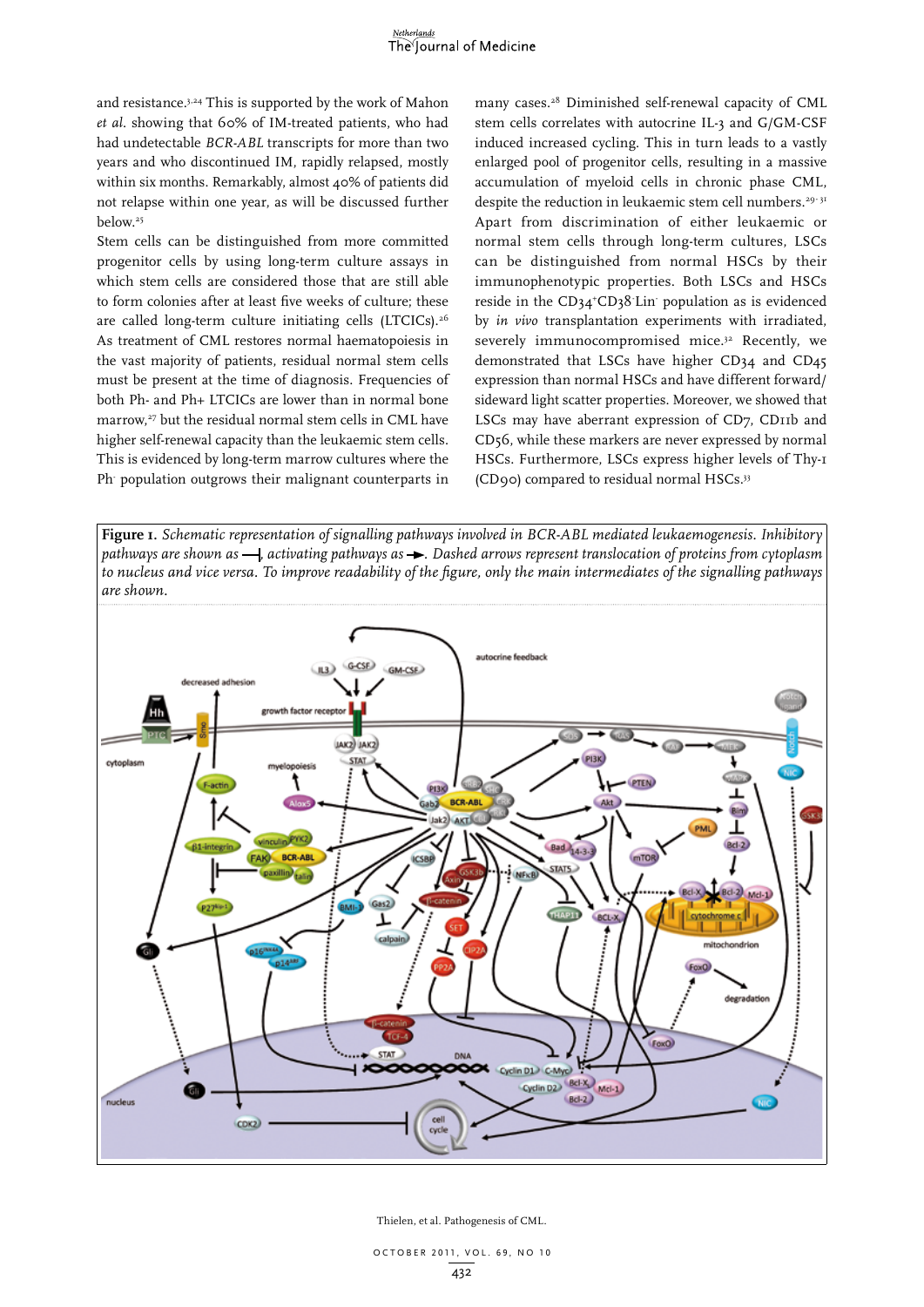and resistance.[3,24] This is supported by the work of Mahon *et al.* showing that 60% of IM-treated patients, who had had undetectable *BCR-ABL* transcripts for more than two years and who discontinued IM, rapidly relapsed, mostly within six months. Remarkably, almost 40% of patients did not relapse within one year, as will be discussed further below.[25]

Stem cells can be distinguished from more committed progenitor cells by using long-term culture assays in which stem cells are considered those that are still able to form colonies after at least five weeks of culture; these are called long-term culture initiating cells (LTCICs).[26] As treatment of CML restores normal haematopoiesis in the vast majority of patients, residual normal stem cells must be present at the time of diagnosis. Frequencies of both Ph- and Ph+ LTCICs are lower than in normal bone marrow,[27] but the residual normal stem cells in CML have higher self-renewal capacity than the leukaemic stem cells. This is evidenced by long-term marrow cultures where the Ph- population outgrows their malignant counterparts in many cases.[28] Diminished self-renewal capacity of CML stem cells correlates with autocrine IL-3 and G/GM-CSF induced increased cycling. This in turn leads to a vastly enlarged pool of progenitor cells, resulting in a massive accumulation of myeloid cells in chronic phase CML, despite the reduction in leukaemic stem cell numbers.[29-31]

Apart from discrimination of either leukaemic or normal stem cells through long-term cultures, LSCs can be distinguished from normal HSCs by their immunophenotypic properties. Both LSCs and HSCs reside in the $CD34^{+}CD38^{-}Lin^{-}$ population as is evidenced by *in vivo* transplantation experiments with irradiated, severely immunocompromised mice.[32] Recently, we demonstrated that LSCs have higher CD34 and CD45 expression than normal HSCs and have different forward/sideward light scatter properties. Moreover, we showed that LSCs may have aberrant expression of CD7, CD11b and CD56, while these markers are never expressed by normal HSCs. Furthermore, LSCs express higher levels of Thy-1 (CD90) compared to residual normal HSCs.[33]

**Figure 1.** *Schematic representation of signalling pathways involved in BCR-ABL mediated leukaemogenesis. Inhibitory pathways are shown as ⊣, activating pathways as →. Dashed arrows represent translocation of proteins from cytoplasm to nucleus and vice versa. To improve readability of the figure, only the main intermediates of the signalling pathways are shown.*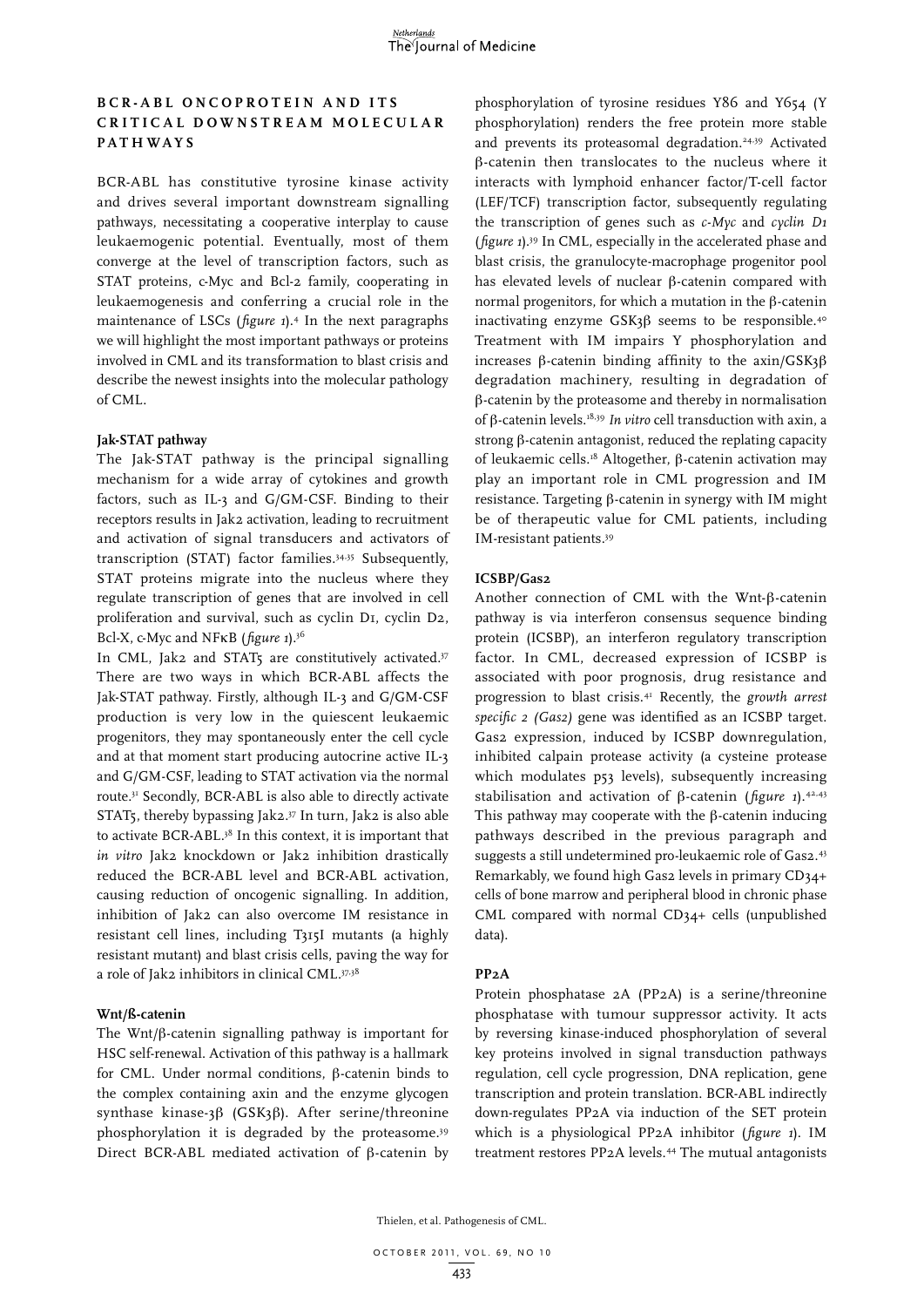## BCR-ABL ONCOPROTEIN AND ITS CRITICAL DOWNSTREAM MOLECULAR PATHWAYS

BCR-ABL has constitutive tyrosine kinase activity and drives several important downstream signalling pathways, necessitating a cooperative interplay to cause leukaemogenic potential. Eventually, most of them converge at the level of transcription factors, such as STAT proteins, c-Myc and Bcl-2 family, cooperating in leukaemogenesis and conferring a crucial role in the maintenance of LSCs (*figure 1*).[4] In the next paragraphs we will highlight the most important pathways or proteins involved in CML and its transformation to blast crisis and describe the newest insights into the molecular pathology of CML.

### Jak-STAT pathway

The Jak-STAT pathway is the principal signalling mechanism for a wide array of cytokines and growth factors, such as IL-3 and G/GM-CSF. Binding to their receptors results in Jak2 activation, leading to recruitment and activation of signal transducers and activators of transcription (STAT) factor families.[34,35] Subsequently, STAT proteins migrate into the nucleus where they regulate transcription of genes that are involved in cell proliferation and survival, such as cyclin D1, cyclin D2, Bcl-X, c-Myc and NFκB (*figure 1*).[36]

In CML, Jak2 and STAT5 are constitutively activated.[37] There are two ways in which BCR-ABL affects the Jak-STAT pathway. Firstly, although IL-3 and G/GM-CSF production is very low in the quiescent leukaemic progenitors, they may spontaneously enter the cell cycle and at that moment start producing autocrine active IL-3 and G/GM-CSF, leading to STAT activation via the normal route.[31] Secondly, BCR-ABL is also able to directly activate STAT5, thereby bypassing Jak2.[37] In turn, Jak2 is also able to activate BCR-ABL.[38] In this context, it is important that *in vitro* Jak2 knockdown or Jak2 inhibition drastically reduced the BCR-ABL level and BCR-ABL activation, causing reduction of oncogenic signalling. In addition, inhibition of Jak2 can also overcome IM resistance in resistant cell lines, including T315I mutants (a highly resistant mutant) and blast crisis cells, paving the way for a role of Jak2 inhibitors in clinical CML.[37,38]

### Wnt/ß-catenin

The Wnt/β-catenin signalling pathway is important for HSC self-renewal. Activation of this pathway is a hallmark for CML. Under normal conditions, β-catenin binds to the complex containing axin and the enzyme glycogen synthase kinase-3β (GSK3β). After serine/threonine phosphorylation it is degraded by the proteasome.[39] Direct BCR-ABL mediated activation of β-catenin by phosphorylation of tyrosine residues Y86 and Y654 (Y phosphorylation) renders the free protein more stable and prevents its proteasomal degradation.[24,39] Activated β-catenin then translocates to the nucleus where it interacts with lymphoid enhancer factor/T-cell factor (LEF/TCF) transcription factor, subsequently regulating the transcription of genes such as *c-Myc* and *cyclin D1* (*figure 1*).[39] In CML, especially in the accelerated phase and blast crisis, the granulocyte-macrophage progenitor pool has elevated levels of nuclear β-catenin compared with normal progenitors, for which a mutation in the β-catenin inactivating enzyme GSK3β seems to be responsible.[40] Treatment with IM impairs Y phosphorylation and increases β-catenin binding affinity to the axin/GSK3β degradation machinery, resulting in degradation of β-catenin by the proteasome and thereby in normalisation of β-catenin levels.[18,39] *In vitro* cell transduction with axin, a strong β-catenin antagonist, reduced the replating capacity of leukaemic cells.[18] Altogether, β-catenin activation may play an important role in CML progression and IM resistance. Targeting β-catenin in synergy with IM might be of therapeutic value for CML patients, including IM-resistant patients.[39]

### ICSBP/Gas2

Another connection of CML with the Wnt-β-catenin pathway is via interferon consensus sequence binding protein (ICSBP), an interferon regulatory transcription factor. In CML, decreased expression of ICSBP is associated with poor prognosis, drug resistance and progression to blast crisis.[41] Recently, the *growth arrest specific 2 (Gas2)* gene was identified as an ICSBP target. Gas2 expression, induced by ICSBP downregulation, inhibited calpain protease activity (a cysteine protease which modulates p53 levels), subsequently increasing stabilisation and activation of β-catenin (*figure 1*).[42,43] This pathway may cooperate with the β-catenin inducing pathways described in the previous paragraph and suggests a still undetermined pro-leukaemic role of Gas2.[43] Remarkably, we found high Gas2 levels in primary CD34+ cells of bone marrow and peripheral blood in chronic phase CML compared with normal CD34+ cells (unpublished data).

### PP2A

Protein phosphatase 2A (PP2A) is a serine/threonine phosphatase with tumour suppressor activity. It acts by reversing kinase-induced phosphorylation of several key proteins involved in signal transduction pathways regulation, cell cycle progression, DNA replication, gene transcription and protein translation. BCR-ABL indirectly down-regulates PP2A via induction of the SET protein which is a physiological PP2A inhibitor (*figure 1*). IM treatment restores PP2A levels.[44] The mutual antagonists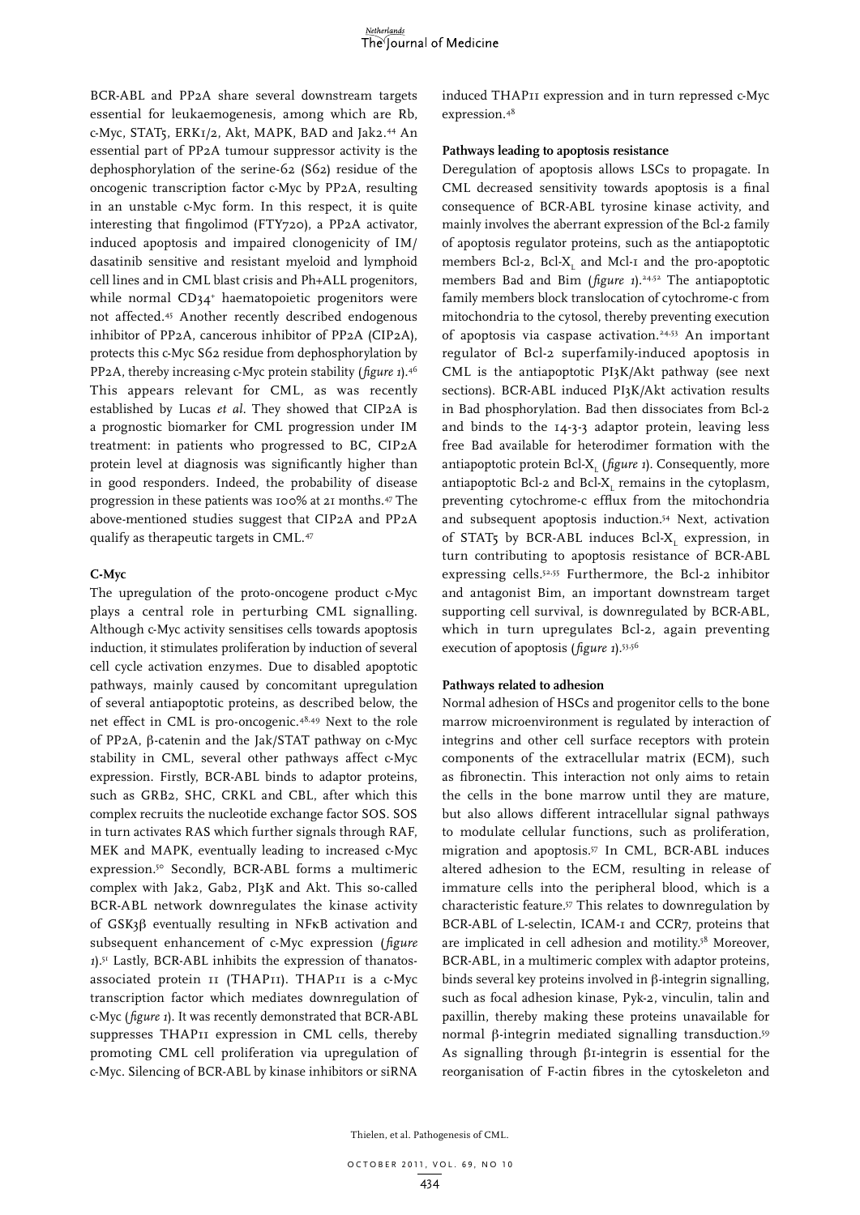BCR-ABL and PP2A share several downstream targets essential for leukaemogenesis, among which are Rb, c-Myc, STAT5, ERK1/2, Akt, MAPK, BAD and Jak2.[44] An essential part of PP2A tumour suppressor activity is the dephosphorylation of the serine-62 (S62) residue of the oncogenic transcription factor c-Myc by PP2A, resulting in an unstable c-Myc form. In this respect, it is quite interesting that fingolimod (FTY720), a PP2A activator, induced apoptosis and impaired clonogenicity of IM/dasatinib sensitive and resistant myeloid and lymphoid cell lines and in CML blast crisis and Ph+ALL progenitors, while normal $CD34^{+}$ haematopoietic progenitors were not affected.[45] Another recently described endogenous inhibitor of PP2A, cancerous inhibitor of PP2A (CIP2A), protects this c-Myc S62 residue from dephosphorylation by PP2A, thereby increasing c-Myc protein stability (*figure 1*).[46] This appears relevant for CML, as was recently established by Lucas *et al*. They showed that CIP2A is a prognostic biomarker for CML progression under IM treatment: in patients who progressed to BC, CIP2A protein level at diagnosis was significantly higher than in good responders. Indeed, the probability of disease progression in these patients was 100% at 21 months.[47] The above-mentioned studies suggest that CIP2A and PP2A qualify as therapeutic targets in CML.[47]

#### C-Myc

The upregulation of the proto-oncogene product c-Myc plays a central role in perturbing CML signalling. Although c-Myc activity sensitises cells towards apoptosis induction, it stimulates proliferation by induction of several cell cycle activation enzymes. Due to disabled apoptotic pathways, mainly caused by concomitant upregulation of several antiapoptotic proteins, as described below, the net effect in CML is pro-oncogenic.[48,49] Next to the role of PP2A, β-catenin and the Jak/STAT pathway on c-Myc stability in CML, several other pathways affect c-Myc expression. Firstly, BCR-ABL binds to adaptor proteins, such as GRB2, SHC, CRKL and CBL, after which this complex recruits the nucleotide exchange factor SOS. SOS in turn activates RAS which further signals through RAF, MEK and MAPK, eventually leading to increased c-Myc expression.[50] Secondly, BCR-ABL forms a multimeric complex with Jak2, Gab2, PI3K and Akt. This so-called BCR-ABL network downregulates the kinase activity of GSK3β eventually resulting in NFκB activation and subsequent enhancement of c-Myc expression (*figure 1*).[51] Lastly, BCR-ABL inhibits the expression of thanatos-associated protein 11 (THAP11). THAP11 is a c-Myc transcription factor which mediates downregulation of c-Myc (*figure 1*). It was recently demonstrated that BCR-ABL suppresses THAP11 expression in CML cells, thereby promoting CML cell proliferation via upregulation of c-Myc. Silencing of BCR-ABL by kinase inhibitors or siRNA induced THAP11 expression and in turn repressed c-Myc expression.[48]

#### Pathways leading to apoptosis resistance

Deregulation of apoptosis allows LSCs to propagate. In CML decreased sensitivity towards apoptosis is a final consequence of BCR-ABL tyrosine kinase activity, and mainly involves the aberrant expression of the Bcl-2 family of apoptosis regulator proteins, such as the antiapoptotic members Bcl-2, Bcl-$X_L$ and Mcl-1 and the pro-apoptotic members Bad and Bim (*figure 1*).[24,52] The antiapoptotic family members block translocation of cytochrome-c from mitochondria to the cytosol, thereby preventing execution of apoptosis via caspase activation.[24,53] An important regulator of Bcl-2 superfamily-induced apoptosis in CML is the antiapoptotic PI3K/Akt pathway (see next sections). BCR-ABL induced PI3K/Akt activation results in Bad phosphorylation. Bad then dissociates from Bcl-2 and binds to the 14-3-3 adaptor protein, leaving less free Bad available for heterodimer formation with the antiapoptotic protein Bcl-$X_L$ (*figure 1*). Consequently, more antiapoptotic Bcl-2 and Bcl-$X_L$ remains in the cytoplasm, preventing cytochrome-c efflux from the mitochondria and subsequent apoptosis induction.[54] Next, activation of STAT5 by BCR-ABL induces Bcl-$X_L$ expression, in turn contributing to apoptosis resistance of BCR-ABL expressing cells.[52,55] Furthermore, the Bcl-2 inhibitor and antagonist Bim, an important downstream target supporting cell survival, is downregulated by BCR-ABL, which in turn upregulates Bcl-2, again preventing execution of apoptosis (*figure 1*).[53,56]

#### Pathways related to adhesion

Normal adhesion of HSCs and progenitor cells to the bone marrow microenvironment is regulated by interaction of integrins and other cell surface receptors with protein components of the extracellular matrix (ECM), such as fibronectin. This interaction not only aims to retain the cells in the bone marrow until they are mature, but also allows different intracellular signal pathways to modulate cellular functions, such as proliferation, migration and apoptosis.[57] In CML, BCR-ABL induces altered adhesion to the ECM, resulting in release of immature cells into the peripheral blood, which is a characteristic feature.[57] This relates to downregulation by BCR-ABL of L-selectin, ICAM-1 and CCR7, proteins that are implicated in cell adhesion and motility.[58] Moreover, BCR-ABL, in a multimeric complex with adaptor proteins, binds several key proteins involved in β-integrin signalling, such as focal adhesion kinase, Pyk-2, vinculin, talin and paxillin, thereby making these proteins unavailable for normal β-integrin mediated signalling transduction.[59] As signalling through β1-integrin is essential for the reorganisation of F-actin fibres in the cytoskeleton and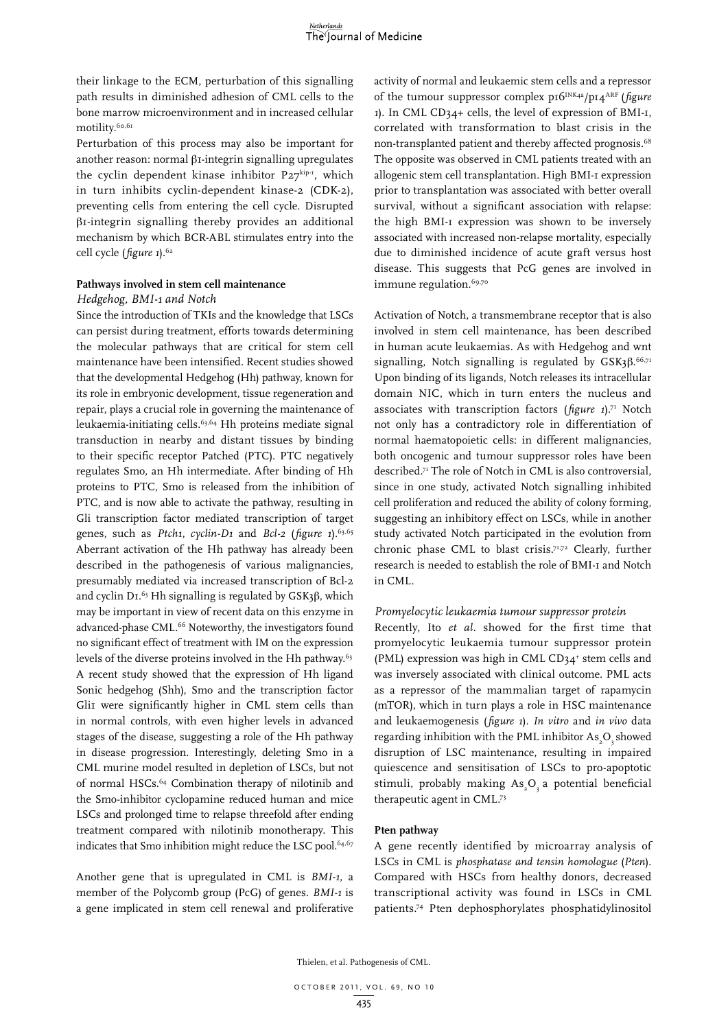their linkage to the ECM, perturbation of this signalling path results in diminished adhesion of CML cells to the bone marrow microenvironment and in increased cellular motility.[60,61]

Perturbation of this process may also be important for another reason: normal β1-integrin signalling upregulates the cyclin dependent kinase inhibitor P27[kip-1], which in turn inhibits cyclin-dependent kinase-2 (CDK-2), preventing cells from entering the cell cycle. Disrupted β1-integrin signalling thereby provides an additional mechanism by which BCR-ABL stimulates entry into the cell cycle (*figure 1*).[62]

### Pathways involved in stem cell maintenance

*Hedgehog, BMI-1 and Notch*

Since the introduction of TKIs and the knowledge that LSCs can persist during treatment, efforts towards determining the molecular pathways that are critical for stem cell maintenance have been intensified. Recent studies showed that the developmental Hedgehog (Hh) pathway, known for its role in embryonic development, tissue regeneration and repair, plays a crucial role in governing the maintenance of leukaemia-initiating cells.[63,64] Hh proteins mediate signal transduction in nearby and distant tissues by binding to their specific receptor Patched (PTC). PTC negatively regulates Smo, an Hh intermediate. After binding of Hh proteins to PTC, Smo is released from the inhibition of PTC, and is now able to activate the pathway, resulting in Gli transcription factor mediated transcription of target genes, such as *Ptch1*, *cyclin-D1* and *Bcl-2* (*figure 1*).[63,65] Aberrant activation of the Hh pathway has already been described in the pathogenesis of various malignancies, presumably mediated via increased transcription of Bcl-2 and cyclin D1.[63] Hh signalling is regulated by GSK3β, which may be important in view of recent data on this enzyme in advanced-phase CML.[66] Noteworthy, the investigators found no significant effect of treatment with IM on the expression levels of the diverse proteins involved in the Hh pathway.[63] A recent study showed that the expression of Hh ligand Sonic hedgehog (Shh), Smo and the transcription factor Gli1 were significantly higher in CML stem cells than in normal controls, with even higher levels in advanced stages of the disease, suggesting a role of the Hh pathway in disease progression. Interestingly, deleting Smo in a CML murine model resulted in depletion of LSCs, but not of normal HSCs.[64] Combination therapy of nilotinib and the Smo-inhibitor cyclopamine reduced human and mice LSCs and prolonged time to relapse threefold after ending treatment compared with nilotinib monotherapy. This indicates that Smo inhibition might reduce the LSC pool.[64,67]

Another gene that is upregulated in CML is *BMI-1*, a member of the Polycomb group (PcG) of genes. *BMI-1* is a gene implicated in stem cell renewal and proliferative activity of normal and leukaemic stem cells and a repressor of the tumour suppressor complex p16[INK4a]/p14[ARF] (*figure 1*). In CML CD34+ cells, the level of expression of BMI-1, correlated with transformation to blast crisis in the non-transplanted patient and thereby affected prognosis.[68] The opposite was observed in CML patients treated with an allogenic stem cell transplantation. High BMI-1 expression prior to transplantation was associated with better overall survival, without a significant association with relapse: the high BMI-1 expression was shown to be inversely associated with increased non-relapse mortality, especially due to diminished incidence of acute graft versus host disease. This suggests that PcG genes are involved in immune regulation.[69,70]

Activation of Notch, a transmembrane receptor that is also involved in stem cell maintenance, has been described in human acute leukaemias. As with Hedgehog and wnt signalling, Notch signalling is regulated by GSK3β.[66,71] Upon binding of its ligands, Notch releases its intracellular domain NIC, which in turn enters the nucleus and associates with transcription factors (*figure 1*).[71] Notch not only has a contradictory role in differentiation of normal haematopoietic cells: in different malignancies, both oncogenic and tumour suppressor roles have been described.[71] The role of Notch in CML is also controversial, since in one study, activated Notch signalling inhibited cell proliferation and reduced the ability of colony forming, suggesting an inhibitory effect on LSCs, while in another study activated Notch participated in the evolution from chronic phase CML to blast crisis.[71,72] Clearly, further research is needed to establish the role of BMI-1 and Notch in CML.

*Promyelocytic leukaemia tumour suppressor protein*

Recently, Ito *et al*. showed for the first time that promyelocytic leukaemia tumour suppressor protein (PML) expression was high in CML CD34[+] stem cells and was inversely associated with clinical outcome. PML acts as a repressor of the mammalian target of rapamycin (mTOR), which in turn plays a role in HSC maintenance and leukaemogenesis (*figure 1*). *In vitro* and *in vivo* data regarding inhibition with the PML inhibitor $As_2O_3$ showed disruption of LSC maintenance, resulting in impaired quiescence and sensitisation of LSCs to pro-apoptotic stimuli, probably making $As_2O_3$ a potential beneficial therapeutic agent in CML.[73]

### Pten pathway

A gene recently identified by microarray analysis of LSCs in CML is *phosphatase and tensin homologue* (*Pten*). Compared with HSCs from healthy donors, decreased transcriptional activity was found in LSCs in CML patients.[74] Pten dephosphorylates phosphatidylinositol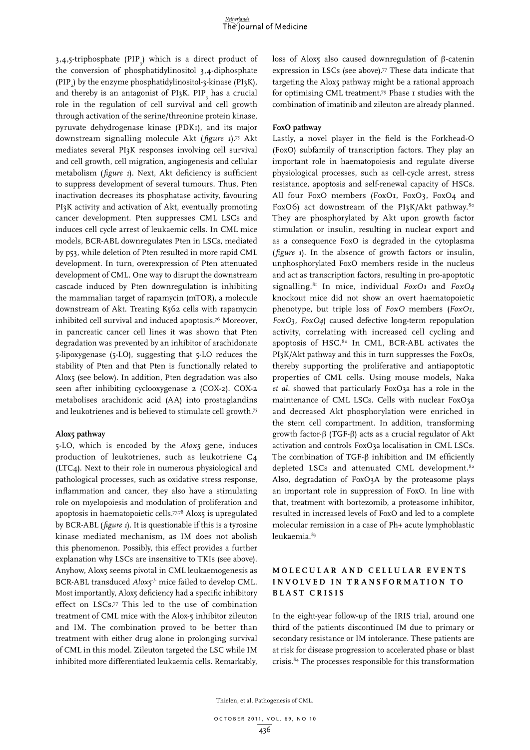3,4,5-triphosphate ($PIP_3$) which is a direct product of the conversion of phosphatidylinositol 3,4-diphosphate ($PIP_2$) by the enzyme phosphatidylinositol-3-kinase (PI3K), and thereby is an antagonist of PI3K. $PIP_3$ has a crucial role in the regulation of cell survival and cell growth through activation of the serine/threonine protein kinase, pyruvate dehydrogenase kinase (PDK1), and its major downstream signalling molecule Akt (*figure 1*).[75] Akt mediates several PI3K responses involving cell survival and cell growth, cell migration, angiogenesis and cellular metabolism (*figure 1*). Next, Akt deficiency is sufficient to suppress development of several tumours. Thus, Pten inactivation decreases its phosphatase activity, favouring PI3K activity and activation of Akt, eventually promoting cancer development. Pten suppresses CML LSCs and induces cell cycle arrest of leukaemic cells. In CML mice models, BCR-ABL downregulates Pten in LSCs, mediated by p53, while deletion of Pten resulted in more rapid CML development. In turn, overexpression of Pten attenuated development of CML. One way to disrupt the downstream cascade induced by Pten downregulation is inhibiting the mammalian target of rapamycin (mTOR), a molecule downstream of Akt. Treating K562 cells with rapamycin inhibited cell survival and induced apoptosis.[76] Moreover, in pancreatic cancer cell lines it was shown that Pten degradation was prevented by an inhibitor of arachidonate 5-lipoxygenase (5-LO), suggesting that 5-LO reduces the stability of Pten and that Pten is functionally related to Alox5 (see below). In addition, Pten degradation was also seen after inhibiting cyclooxygenase 2 (COX-2). COX-2 metabolises arachidonic acid (AA) into prostaglandins and leukotrienes and is believed to stimulate cell growth.[75]

**Alox5 pathway**

5-LO, which is encoded by the *Alox5* gene, induces production of leukotrienes, such as leukotriene C4 (LTC4). Next to their role in numerous physiological and pathological processes, such as oxidative stress response, inflammation and cancer, they also have a stimulating role on myelopoiesis and modulation of proliferation and apoptosis in haematopoietic cells.[77,78] Alox5 is upregulated by BCR-ABL (*figure 1*). It is questionable if this is a tyrosine kinase mediated mechanism, as IM does not abolish this phenomenon. Possibly, this effect provides a further explanation why LSCs are insensitive to TKIs (see above). Anyhow, Alox5 seems pivotal in CML leukaemogenesis as BCR-ABL transduced *Alox5*$^{-/-}$ mice failed to develop CML. Most importantly, Alox5 deficiency had a specific inhibitory effect on LSCs.[77] This led to the use of combination treatment of CML mice with the Alox-5 inhibitor zileuton and IM. The combination proved to be better than treatment with either drug alone in prolonging survival of CML in this model. Zileuton targeted the LSC while IM inhibited more differentiated leukaemia cells. Remarkably, loss of Alox5 also caused downregulation of β-catenin expression in LSCs (see above).[77] These data indicate that targeting the Alox5 pathway might be a rational approach for optimising CML treatment.[79] Phase 1 studies with the combination of imatinib and zileuton are already planned.

**FoxO pathway**

Lastly, a novel player in the field is the Forkhead-O (FoxO) subfamily of transcription factors. They play an important role in haematopoiesis and regulate diverse physiological processes, such as cell-cycle arrest, stress resistance, apoptosis and self-renewal capacity of HSCs. All four FoxO members (FoxO1, FoxO3, FoxO4 and FoxO6) act downstream of the PI3K/Akt pathway.[80] They are phosphorylated by Akt upon growth factor stimulation or insulin, resulting in nuclear export and as a consequence FoxO is degraded in the cytoplasma (*figure 1*). In the absence of growth factors or insulin, unphosphorylated FoxO members reside in the nucleus and act as transcription factors, resulting in pro-apoptotic signalling.[81] In mice, individual *FoxO1* and *FoxO4* knockout mice did not show an overt haematopoietic phenotype, but triple loss of *FoxO* members (*FoxO1, FoxO3, FoxO4*) caused defective long-term repopulation activity, correlating with increased cell cycling and apoptosis of HSC.[80] In CML, BCR-ABL activates the PI3K/Akt pathway and this in turn suppresses the FoxOs, thereby supporting the proliferative and antiapoptotic properties of CML cells. Using mouse models, Naka *et al.* showed that particularly FoxO3a has a role in the maintenance of CML LSCs. Cells with nuclear FoxO3a and decreased Akt phosphorylation were enriched in the stem cell compartment. In addition, transforming growth factor-β (TGF-β) acts as a crucial regulator of Akt activation and controls FoxO3a localisation in CML LSCs. The combination of TGF-β inhibition and IM efficiently depleted LSCs and attenuated CML development.[82] Also, degradation of FoxO3A by the proteasome plays an important role in suppression of FoxO. In line with that, treatment with bortezomib, a proteasome inhibitor, resulted in increased levels of FoxO and led to a complete molecular remission in a case of Ph+ acute lymphoblastic leukaemia.[83]

## MOLECULAR AND CELLULAR EVENTS INVOLVED IN TRANSFORMATION TO BLAST CRISIS

In the eight-year follow-up of the IRIS trial, around one third of the patients discontinued IM due to primary or secondary resistance or IM intolerance. These patients are at risk for disease progression to accelerated phase or blast crisis.[84] The processes responsible for this transformation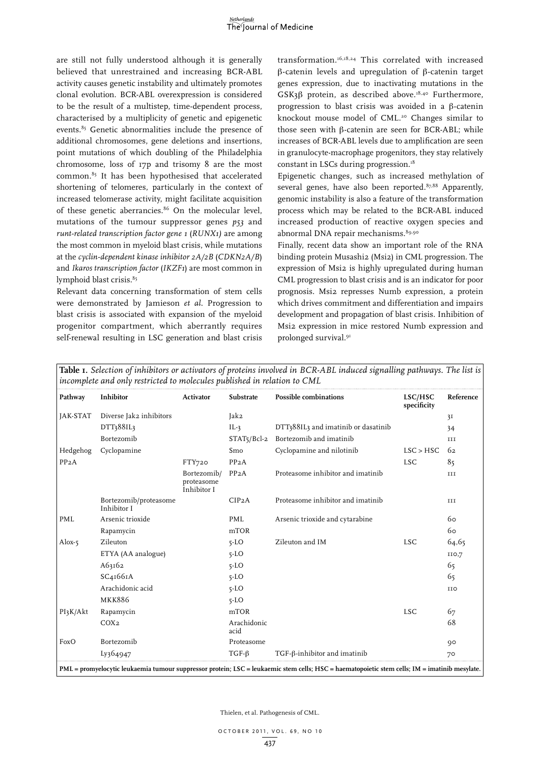are still not fully understood although it is generally believed that unrestrained and increasing BCR-ABL activity causes genetic instability and ultimately promotes clonal evolution. BCR-ABL overexpression is considered to be the result of a multistep, time-dependent process, characterised by a multiplicity of genetic and epigenetic events.[85] Genetic abnormalities include the presence of additional chromosomes, gene deletions and insertions, point mutations of which doubling of the Philadelphia chromosome, loss of 17p and trisomy 8 are the most common.[85] It has been hypothesised that accelerated shortening of telomeres, particularly in the context of increased telomerase activity, might facilitate acquisition of these genetic aberrancies.[86] On the molecular level, mutations of the tumour suppressor genes *p53* and *runt-related transcription factor gene 1* (*RUNX1*) are among the most common in myeloid blast crisis, while mutations at the *cyclin-dependent kinase inhibitor 2A/2B* (*CDKN2A/B*) and *Ikaros transcription factor* (*IKZF1*) are most common in lymphoid blast crisis.[85]

Relevant data concerning transformation of stem cells were demonstrated by Jamieson *et al*. Progression to blast crisis is associated with expansion of the myeloid progenitor compartment, which aberrantly requires self-renewal resulting in LSC generation and blast crisis transformation.[16,18,24] This correlated with increased β-catenin levels and upregulation of β-catenin target genes expression, due to inactivating mutations in the GSK3β protein, as described above.[18,40] Furthermore, progression to blast crisis was avoided in a β-catenin knockout mouse model of CML.[20] Changes similar to those seen with β-catenin are seen for BCR-ABL; while increases of BCR-ABL levels due to amplification are seen in granulocyte-macrophage progenitors, they stay relatively constant in LSCs during progression.[18]

Epigenetic changes, such as increased methylation of several genes, have also been reported.[87,88] Apparently, genomic instability is also a feature of the transformation process which may be related to the BCR-ABL induced increased production of reactive oxygen species and abnormal DNA repair mechanisms.[89,90]

Finally, recent data show an important role of the RNA binding protein Musashi2 (Msi2) in CML progression. The expression of Msi2 is highly upregulated during human CML progression to blast crisis and is an indicator for poor prognosis. Msi2 represses Numb expression, a protein which drives commitment and differentiation and impairs development and propagation of blast crisis. Inhibition of Msi2 expression in mice restored Numb expression and prolonged survival.[91]

**Table 1.** *Selection of inhibitors or activators of proteins involved in BCR-ABL induced signalling pathways. The list is incomplete and only restricted to molecules published in relation to CML*

| Pathway | Inhibitor | Activator | Substrate | Possible combinations | LSC/HSC specificity | Reference |
|---|---|---|---|---|---|---|
| JAK-STAT | Diverse Jak2 inhibitors | | Jak2 | | | 31 |
| | DTT388IL3 | | IL-3 | DTT388IL3 and imatinib or dasatinib | | 34 |
| | Bortezomib | | STAT5/Bcl-2 | Bortezomib and imatinib | | 111 |
| Hedgehog | Cyclopamine | | Smo | Cyclopamine and nilotinib | LSC > HSC | 62 |
| PP2A | | FTY720 | PP2A | | LSC | 85 |
| | | Bortezomib/ proteasome Inhibitor I | PP2A | Proteasome inhibitor and imatinib | | 111 |
| | Bortezomib/proteasome Inhibitor I | | CIP2A | Proteasome inhibitor and imatinib | | 111 |
| PML | Arsenic trioxide | | PML | Arsenic trioxide and cytarabine | | 60 |
| | Rapamycin | | mTOR | | | 60 |
| Alox-5 | Zileuton | | 5-LO | Zileuton and IM | LSC | 64,65 |
| | ETYA (AA analogue) | | 5-LO | | | 110,7 |
| | A63162 | | 5-LO | | | 65 |
| | SC41661A | | 5-LO | | | 65 |
| | Arachidonic acid | | 5-LO | | | 110 |
| | MKK886 | | 5-LO | | | |
| PI3K/Akt | Rapamycin | | mTOR | | LSC | 67 |
| | COX2 | | Arachidonic acid | | | 68 |
| FoxO | Bortezomib | | Proteasome | | | 90 |
| | Ly364947 | | TGF-β | TGF-β-inhibitor and imatinib | | 70 |

**PML = promyelocytic leukaemia tumour suppressor protein; LSC = leukaemic stem cells; HSC = haematopoietic stem cells; IM = imatinib mesylate.**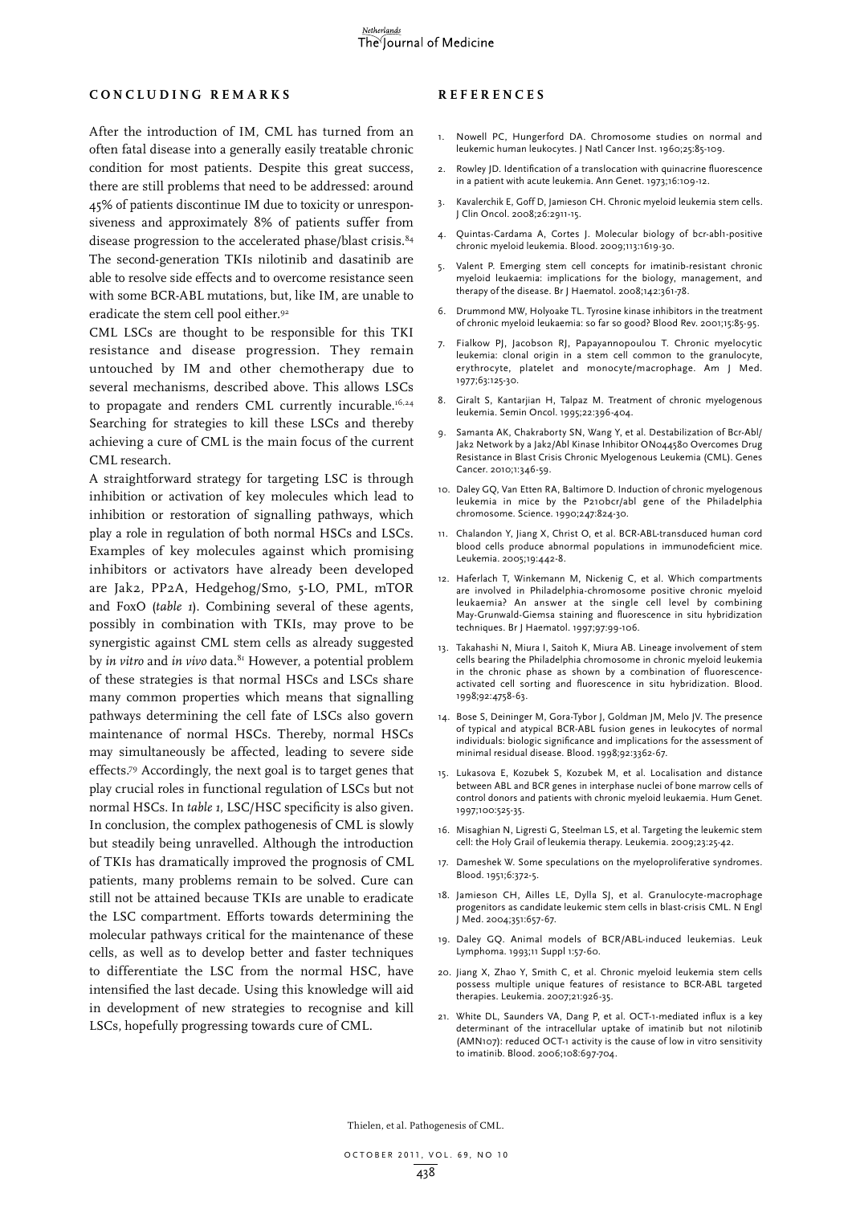## Concluding remarks

After the introduction of IM, CML has turned from an often fatal disease into a generally easily treatable chronic condition for most patients. Despite this great success, there are still problems that need to be addressed: around 45% of patients discontinue IM due to toxicity or unresponsiveness and approximately 8% of patients suffer from disease progression to the accelerated phase/blast crisis.[84] The second-generation TKIs nilotinib and dasatinib are able to resolve side effects and to overcome resistance seen with some BCR-ABL mutations, but, like IM, are unable to eradicate the stem cell pool either.[92]

CML LSCs are thought to be responsible for this TKI resistance and disease progression. They remain untouched by IM and other chemotherapy due to several mechanisms, described above. This allows LSCs to propagate and renders CML currently incurable.[16,24] Searching for strategies to kill these LSCs and thereby achieving a cure of CML is the main focus of the current CML research.

A straightforward strategy for targeting LSC is through inhibition or activation of key molecules which lead to inhibition or restoration of signalling pathways, which play a role in regulation of both normal HSCs and LSCs. Examples of key molecules against which promising inhibitors or activators have already been developed are Jak2, PP2A, Hedgehog/Smo, 5-LO, PML, mTOR and FoxO (*table 1*). Combining several of these agents, possibly in combination with TKIs, may prove to be synergistic against CML stem cells as already suggested by *in vitro* and *in vivo* data.[81] However, a potential problem of these strategies is that normal HSCs and LSCs share many common properties which means that signalling pathways determining the cell fate of LSCs also govern maintenance of normal HSCs. Thereby, normal HSCs may simultaneously be affected, leading to severe side effects.[79] Accordingly, the next goal is to target genes that play crucial roles in functional regulation of LSCs but not normal HSCs. In *table 1*, LSC/HSC specificity is also given.

In conclusion, the complex pathogenesis of CML is slowly but steadily being unravelled. Although the introduction of TKIs has dramatically improved the prognosis of CML patients, many problems remain to be solved. Cure can still not be attained because TKIs are unable to eradicate the LSC compartment. Efforts towards determining the molecular pathways critical for the maintenance of these cells, as well as to develop better and faster techniques to differentiate the LSC from the normal HSC, have intensified the last decade. Using this knowledge will aid in development of new strategies to recognise and kill LSCs, hopefully progressing towards cure of CML.

## References

1. Nowell PC, Hungerford DA. Chromosome studies on normal and leukemic human leukocytes. J Natl Cancer Inst. 1960;25:85-109.
2. Rowley JD. Identification of a translocation with quinacrine fluorescence in a patient with acute leukemia. Ann Genet. 1973;16:109-12.
3. Kavalerchik E, Goff D, Jamieson CH. Chronic myeloid leukemia stem cells. J Clin Oncol. 2008;26:2911-15.
4. Quintas-Cardama A, Cortes J. Molecular biology of bcr-abl1-positive chronic myeloid leukemia. Blood. 2009;113:1619-30.
5. Valent P. Emerging stem cell concepts for imatinib-resistant chronic myeloid leukaemia: implications for the biology, management, and therapy of the disease. Br J Haematol. 2008;142:361-78.
6. Drummond MW, Holyoake TL. Tyrosine kinase inhibitors in the treatment of chronic myeloid leukaemia: so far so good? Blood Rev. 2001;15:85-95.
7. Fialkow PJ, Jacobson RJ, Papayannopoulou T. Chronic myelocytic leukemia: clonal origin in a stem cell common to the granulocyte, erythrocyte, platelet and monocyte/macrophage. Am J Med. 1977;63:125-30.
8. Giralt S, Kantarjian H, Talpaz M. Treatment of chronic myelogenous leukemia. Semin Oncol. 1995;22:396-404.
9. Samanta AK, Chakraborty SN, Wang Y, et al. Destabilization of Bcr-Abl/Jak2 Network by a Jak2/Abl Kinase Inhibitor ON044580 Overcomes Drug Resistance in Blast Crisis Chronic Myelogenous Leukemia (CML). Genes Cancer. 2010;1:346-59.
10. Daley GQ, Van Etten RA, Baltimore D. Induction of chronic myelogenous leukemia in mice by the P210bcr/abl gene of the Philadelphia chromosome. Science. 1990;247:824-30.
11. Chalandon Y, Jiang X, Christ O, et al. BCR-ABL-transduced human cord blood cells produce abnormal populations in immunodeficient mice. Leukemia. 2005;19:442-8.
12. Haferlach T, Winkemann M, Nickenig C, et al. Which compartments are involved in Philadelphia-chromosome positive chronic myeloid leukaemia? An answer at the single cell level by combining May-Grunwald-Giemsa staining and fluorescence in situ hybridization techniques. Br J Haematol. 1997;97:99-106.
13. Takahashi N, Miura I, Saitoh K, Miura AB. Lineage involvement of stem cells bearing the Philadelphia chromosome in chronic myeloid leukemia in the chronic phase as shown by a combination of fluorescence-activated cell sorting and fluorescence in situ hybridization. Blood. 1998;92:4758-63.
14. Bose S, Deininger M, Gora-Tybor J, Goldman JM, Melo JV. The presence of typical and atypical BCR-ABL fusion genes in leukocytes of normal individuals: biologic significance and implications for the assessment of minimal residual disease. Blood. 1998;92:3362-67.
15. Lukasova E, Kozubek S, Kozubek M, et al. Localisation and distance between ABL and BCR genes in interphase nuclei of bone marrow cells of control donors and patients with chronic myeloid leukaemia. Hum Genet. 1997;100:525-35.
16. Misaghian N, Ligresti G, Steelman LS, et al. Targeting the leukemic stem cell: the Holy Grail of leukemia therapy. Leukemia. 2009;23:25-42.
17. Dameshek W. Some speculations on the myeloproliferative syndromes. Blood. 1951;6:372-5.
18. Jamieson CH, Ailles LE, Dylla SJ, et al. Granulocyte-macrophage progenitors as candidate leukemic stem cells in blast-crisis CML. N Engl J Med. 2004;351:657-67.
19. Daley GQ. Animal models of BCR/ABL-induced leukemias. Leuk Lymphoma. 1993;11 Suppl 1:57-60.
20. Jiang X, Zhao Y, Smith C, et al. Chronic myeloid leukemia stem cells possess multiple unique features of resistance to BCR-ABL targeted therapies. Leukemia. 2007;21:926-35.
21. White DL, Saunders VA, Dang P, et al. OCT-1-mediated influx is a key determinant of the intracellular uptake of imatinib but not nilotinib (AMN107): reduced OCT-1 activity is the cause of low in vitro sensitivity to imatinib. Blood. 2006;108:697-704.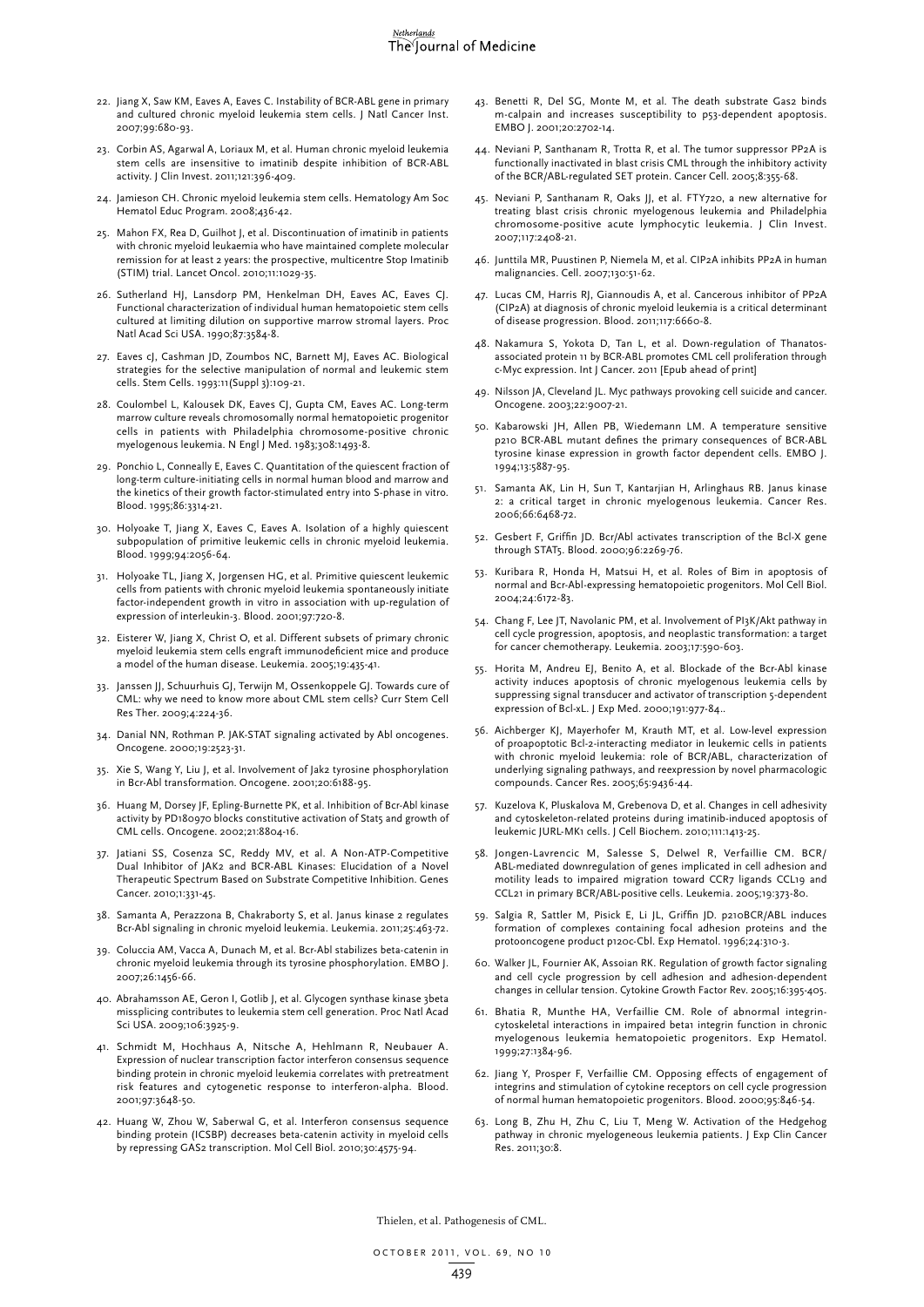22. Jiang X, Saw KM, Eaves A, Eaves C. Instability of BCR-ABL gene in primary and cultured chronic myeloid leukemia stem cells. J Natl Cancer Inst. 2007;99:680-93.
23. Corbin AS, Agarwal A, Loriaux M, et al. Human chronic myeloid leukemia stem cells are insensitive to imatinib despite inhibition of BCR-ABL activity. J Clin Invest. 2011;121:396-409.
24. Jamieson CH. Chronic myeloid leukemia stem cells. Hematology Am Soc Hematol Educ Program. 2008;436-42.
25. Mahon FX, Rea D, Guilhot J, et al. Discontinuation of imatinib in patients with chronic myeloid leukaemia who have maintained complete molecular remission for at least 2 years: the prospective, multicentre Stop Imatinib (STIM) trial. Lancet Oncol. 2010;11:1029-35.
26. Sutherland HJ, Lansdorp PM, Henkelman DH, Eaves AC, Eaves CJ. Functional characterization of individual human hematopoietic stem cells cultured at limiting dilution on supportive marrow stromal layers. Proc Natl Acad Sci USA. 1990;87:3584-8.
27. Eaves cJ, Cashman JD, Zoumbos NC, Barnett MJ, Eaves AC. Biological strategies for the selective manipulation of normal and leukemic stem cells. Stem Cells. 1993:11(Suppl 3):109-21.
28. Coulombel L, Kalousek DK, Eaves CJ, Gupta CM, Eaves AC. Long-term marrow culture reveals chromosomally normal hematopoietic progenitor cells in patients with Philadelphia chromosome-positive chronic myelogenous leukemia. N Engl J Med. 1983;308:1493-8.
29. Ponchio L, Conneally E, Eaves C. Quantitation of the quiescent fraction of long-term culture-initiating cells in normal human blood and marrow and the kinetics of their growth factor-stimulated entry into S-phase in vitro. Blood. 1995;86:3314-21.
30. Holyoake T, Jiang X, Eaves C, Eaves A. Isolation of a highly quiescent subpopulation of primitive leukemic cells in chronic myeloid leukemia. Blood. 1999;94:2056-64.
31. Holyoake TL, Jiang X, Jorgensen HG, et al. Primitive quiescent leukemic cells from patients with chronic myeloid leukemia spontaneously initiate factor-independent growth in vitro in association with up-regulation of expression of interleukin-3. Blood. 2001;97:720-8.
32. Eisterer W, Jiang X, Christ O, et al. Different subsets of primary chronic myeloid leukemia stem cells engraft immunodeficient mice and produce a model of the human disease. Leukemia. 2005;19:435-41.
33. Janssen JJ, Schuurhuis GJ, Terwijn M, Ossenkoppele GJ. Towards cure of CML: why we need to know more about CML stem cells? Curr Stem Cell Res Ther. 2009;4:224-36.
34. Danial NN, Rothman P. JAK-STAT signaling activated by Abl oncogenes. Oncogene. 2000;19:2523-31.
35. Xie S, Wang Y, Liu J, et al. Involvement of Jak2 tyrosine phosphorylation in Bcr-Abl transformation. Oncogene. 2001;20:6188-95.
36. Huang M, Dorsey JF, Epling-Burnette PK, et al. Inhibition of Bcr-Abl kinase activity by PD180970 blocks constitutive activation of Stat5 and growth of CML cells. Oncogene. 2002;21:8804-16.
37. Jatiani SS, Cosenza SC, Reddy MV, et al. A Non-ATP-Competitive Dual Inhibitor of JAK2 and BCR-ABL Kinases: Elucidation of a Novel Therapeutic Spectrum Based on Substrate Competitive Inhibition. Genes Cancer. 2010;1:331-45.
38. Samanta A, Perazzona B, Chakraborty S, et al. Janus kinase 2 regulates Bcr-Abl signaling in chronic myeloid leukemia. Leukemia. 2011;25:463-72.
39. Coluccia AM, Vacca A, Dunach M, et al. Bcr-Abl stabilizes beta-catenin in chronic myeloid leukemia through its tyrosine phosphorylation. EMBO J. 2007;26:1456-66.
40. Abrahamsson AE, Geron I, Gotlib J, et al. Glycogen synthase kinase 3beta missplicing contributes to leukemia stem cell generation. Proc Natl Acad Sci USA. 2009;106:3925-9.
41. Schmidt M, Hochhaus A, Nitsche A, Hehlmann R, Neubauer A. Expression of nuclear transcription factor interferon consensus sequence binding protein in chronic myeloid leukemia correlates with pretreatment risk features and cytogenetic response to interferon-alpha. Blood. 2001;97:3648-50.
42. Huang W, Zhou W, Saberwal G, et al. Interferon consensus sequence binding protein (ICSBP) decreases beta-catenin activity in myeloid cells by repressing GAS2 transcription. Mol Cell Biol. 2010;30:4575-94.
43. Benetti R, Del SG, Monte M, et al. The death substrate Gas2 binds m-calpain and increases susceptibility to p53-dependent apoptosis. EMBO J. 2001;20:2702-14.
44. Neviani P, Santhanam R, Trotta R, et al. The tumor suppressor PP2A is functionally inactivated in blast crisis CML through the inhibitory activity of the BCR/ABL-regulated SET protein. Cancer Cell. 2005;8:355-68.
45. Neviani P, Santhanam R, Oaks JJ, et al. FTY720, a new alternative for treating blast crisis chronic myelogenous leukemia and Philadelphia chromosome-positive acute lymphocytic leukemia. J Clin Invest. 2007;117:2408-21.
46. Junttila MR, Puustinen P, Niemela M, et al. CIP2A inhibits PP2A in human malignancies. Cell. 2007;130:51-62.
47. Lucas CM, Harris RJ, Giannoudis A, et al. Cancerous inhibitor of PP2A (CIP2A) at diagnosis of chronic myeloid leukemia is a critical determinant of disease progression. Blood. 2011;117:6660-8.
48. Nakamura S, Yokota D, Tan L, et al. Down-regulation of Thanatos-associated protein 11 by BCR-ABL promotes CML cell proliferation through c-Myc expression. Int J Cancer. 2011 [Epub ahead of print]
49. Nilsson JA, Cleveland JL. Myc pathways provoking cell suicide and cancer. Oncogene. 2003;22:9007-21.
50. Kabarowski JH, Allen PB, Wiedemann LM. A temperature sensitive p210 BCR-ABL mutant defines the primary consequences of BCR-ABL tyrosine kinase expression in growth factor dependent cells. EMBO J. 1994;13:5887-95.
51. Samanta AK, Lin H, Sun T, Kantarjian H, Arlinghaus RB. Janus kinase 2: a critical target in chronic myelogenous leukemia. Cancer Res. 2006;66:6468-72.
52. Gesbert F, Griffin JD. Bcr/Abl activates transcription of the Bcl-X gene through STAT5. Blood. 2000;96:2269-76.
53. Kuribara R, Honda H, Matsui H, et al. Roles of Bim in apoptosis of normal and Bcr-Abl-expressing hematopoietic progenitors. Mol Cell Biol. 2004;24:6172-83.
54. Chang F, Lee JT, Navolanic PM, et al. Involvement of PI3K/Akt pathway in cell cycle progression, apoptosis, and neoplastic transformation: a target for cancer chemotherapy. Leukemia. 2003;17:590-603.
55. Horita M, Andreu EJ, Benito A, et al. Blockade of the Bcr-Abl kinase activity induces apoptosis of chronic myelogenous leukemia cells by suppressing signal transducer and activator of transcription 5-dependent expression of Bcl-xL. J Exp Med. 2000;191:977-84..
56. Aichberger KJ, Mayerhofer M, Krauth MT, et al. Low-level expression of proapoptotic Bcl-2-interacting mediator in leukemic cells in patients with chronic myeloid leukemia: role of BCR/ABL, characterization of underlying signaling pathways, and reexpression by novel pharmacologic compounds. Cancer Res. 2005;65:9436-44.
57. Kuzelova K, Pluskalova M, Grebenova D, et al. Changes in cell adhesivity and cytoskeleton-related proteins during imatinib-induced apoptosis of leukemic JURL-MK1 cells. J Cell Biochem. 2010;111:1413-25.
58. Jongen-Lavrencic M, Salesse S, Delwel R, Verfaillie CM. BCR/ABL-mediated downregulation of genes implicated in cell adhesion and motility leads to impaired migration toward CCR7 ligands CCL19 and CCL21 in primary BCR/ABL-positive cells. Leukemia. 2005;19:373-80.
59. Salgia R, Sattler M, Pisick E, Li JL, Griffin JD. p210BCR/ABL induces formation of complexes containing focal adhesion proteins and the protooncogene product p120c-Cbl. Exp Hematol. 1996;24:310-3.
60. Walker JL, Fournier AK, Assoian RK. Regulation of growth factor signaling and cell cycle progression by cell adhesion and adhesion-dependent changes in cellular tension. Cytokine Growth Factor Rev. 2005;16:395-405.
61. Bhatia R, Munthe HA, Verfaillie CM. Role of abnormal integrin-cytoskeletal interactions in impaired beta1 integrin function in chronic myelogenous leukemia hematopoietic progenitors. Exp Hematol. 1999;27:1384-96.
62. Jiang Y, Prosper F, Verfaillie CM. Opposing effects of engagement of integrins and stimulation of cytokine receptors on cell cycle progression of normal human hematopoietic progenitors. Blood. 2000;95:846-54.
63. Long B, Zhu H, Zhu C, Liu T, Meng W. Activation of the Hedgehog pathway in chronic myelogeneous leukemia patients. J Exp Clin Cancer Res. 2011;30:8.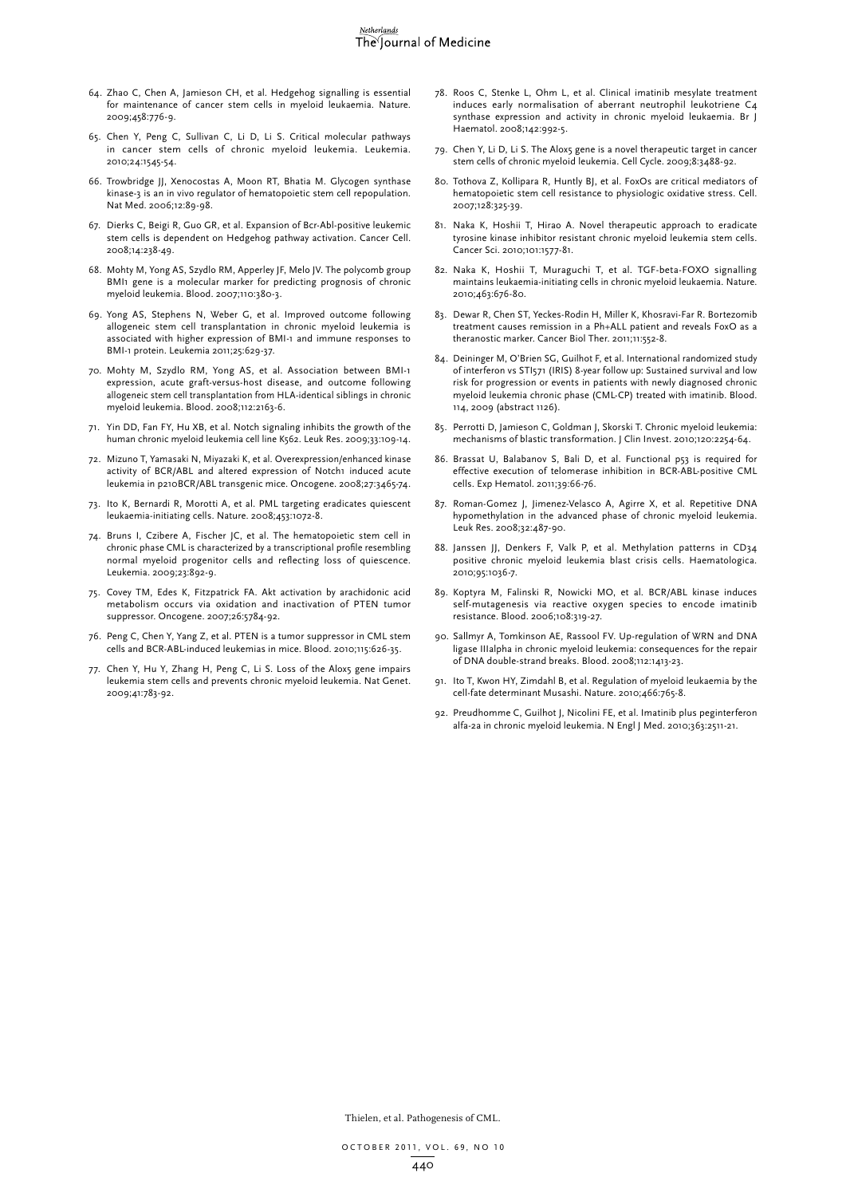64. Zhao C, Chen A, Jamieson CH, et al. Hedgehog signalling is essential for maintenance of cancer stem cells in myeloid leukaemia. Nature. 2009;458:776-9.
65. Chen Y, Peng C, Sullivan C, Li D, Li S. Critical molecular pathways in cancer stem cells of chronic myeloid leukemia. Leukemia. 2010;24:1545-54.
66. Trowbridge JJ, Xenocostas A, Moon RT, Bhatia M. Glycogen synthase kinase-3 is an in vivo regulator of hematopoietic stem cell repopulation. Nat Med. 2006;12:89-98.
67. Dierks C, Beigi R, Guo GR, et al. Expansion of Bcr-Abl-positive leukemic stem cells is dependent on Hedgehog pathway activation. Cancer Cell. 2008;14:238-49.
68. Mohty M, Yong AS, Szydlo RM, Apperley JF, Melo JV. The polycomb group BMI1 gene is a molecular marker for predicting prognosis of chronic myeloid leukemia. Blood. 2007;110:380-3.
69. Yong AS, Stephens N, Weber G, et al. Improved outcome following allogeneic stem cell transplantation in chronic myeloid leukemia is associated with higher expression of BMI-1 and immune responses to BMI-1 protein. Leukemia 2011;25:629-37.
70. Mohty M, Szydlo RM, Yong AS, et al. Association between BMI-1 expression, acute graft-versus-host disease, and outcome following allogeneic stem cell transplantation from HLA-identical siblings in chronic myeloid leukemia. Blood. 2008;112:2163-6.
71. Yin DD, Fan FY, Hu XB, et al. Notch signaling inhibits the growth of the human chronic myeloid leukemia cell line K562. Leuk Res. 2009;33:109-14.
72. Mizuno T, Yamasaki N, Miyazaki K, et al. Overexpression/enhanced kinase activity of BCR/ABL and altered expression of Notch1 induced acute leukemia in p210BCR/ABL transgenic mice. Oncogene. 2008;27:3465-74.
73. Ito K, Bernardi R, Morotti A, et al. PML targeting eradicates quiescent leukaemia-initiating cells. Nature. 2008;453:1072-8.
74. Bruns I, Czibere A, Fischer JC, et al. The hematopoietic stem cell in chronic phase CML is characterized by a transcriptional profile resembling normal myeloid progenitor cells and reflecting loss of quiescence. Leukemia. 2009;23:892-9.
75. Covey TM, Edes K, Fitzpatrick FA. Akt activation by arachidonic acid metabolism occurs via oxidation and inactivation of PTEN tumor suppressor. Oncogene. 2007;26:5784-92.
76. Peng C, Chen Y, Yang Z, et al. PTEN is a tumor suppressor in CML stem cells and BCR-ABL-induced leukemias in mice. Blood. 2010;115:626-35.
77. Chen Y, Hu Y, Zhang H, Peng C, Li S. Loss of the Alox5 gene impairs leukemia stem cells and prevents chronic myeloid leukemia. Nat Genet. 2009;41:783-92.
78. Roos C, Stenke L, Ohm L, et al. Clinical imatinib mesylate treatment induces early normalisation of aberrant neutrophil leukotriene C4 synthase expression and activity in chronic myeloid leukaemia. Br J Haematol. 2008;142:992-5.
79. Chen Y, Li D, Li S. The Alox5 gene is a novel therapeutic target in cancer stem cells of chronic myeloid leukemia. Cell Cycle. 2009;8:3488-92.
80. Tothova Z, Kollipara R, Huntly BJ, et al. FoxOs are critical mediators of hematopoietic stem cell resistance to physiologic oxidative stress. Cell. 2007;128:325-39.
81. Naka K, Hoshii T, Hirao A. Novel therapeutic approach to eradicate tyrosine kinase inhibitor resistant chronic myeloid leukemia stem cells. Cancer Sci. 2010;101:1577-81.
82. Naka K, Hoshii T, Muraguchi T, et al. TGF-beta-FOXO signalling maintains leukaemia-initiating cells in chronic myeloid leukaemia. Nature. 2010;463:676-80.
83. Dewar R, Chen ST, Yeckes-Rodin H, Miller K, Khosravi-Far R. Bortezomib treatment causes remission in a Ph+ALL patient and reveals FoxO as a theranostic marker. Cancer Biol Ther. 2011;11:552-8.
84. Deininger M, O'Brien SG, Guilhot F, et al. International randomized study of interferon vs STI571 (IRIS) 8-year follow up: Sustained survival and low risk for progression or events in patients with newly diagnosed chronic myeloid leukemia chronic phase (CML-CP) treated with imatinib. Blood. 114, 2009 (abstract 1126).
85. Perrotti D, Jamieson C, Goldman J, Skorski T. Chronic myeloid leukemia: mechanisms of blastic transformation. J Clin Invest. 2010;120:2254-64.
86. Brassat U, Balabanov S, Bali D, et al. Functional p53 is required for effective execution of telomerase inhibition in BCR-ABL-positive CML cells. Exp Hematol. 2011;39:66-76.
87. Roman-Gomez J, Jimenez-Velasco A, Agirre X, et al. Repetitive DNA hypomethylation in the advanced phase of chronic myeloid leukemia. Leuk Res. 2008;32:487-90.
88. Janssen JJ, Denkers F, Valk P, et al. Methylation patterns in CD34 positive chronic myeloid leukemia blast crisis cells. Haematologica. 2010;95:1036-7.
89. Koptyra M, Falinski R, Nowicki MO, et al. BCR/ABL kinase induces self-mutagenesis via reactive oxygen species to encode imatinib resistance. Blood. 2006;108:319-27.
90. Sallmyr A, Tomkinson AE, Rassool FV. Up-regulation of WRN and DNA ligase IIIalpha in chronic myeloid leukemia: consequences for the repair of DNA double-strand breaks. Blood. 2008;112:1413-23.
91. Ito T, Kwon HY, Zimdahl B, et al. Regulation of myeloid leukaemia by the cell-fate determinant Musashi. Nature. 2010;466:765-8.
92. Preudhomme C, Guilhot J, Nicolini FE, et al. Imatinib plus peginterferon alfa-2a in chronic myeloid leukemia. N Engl J Med. 2010;363:2511-21.